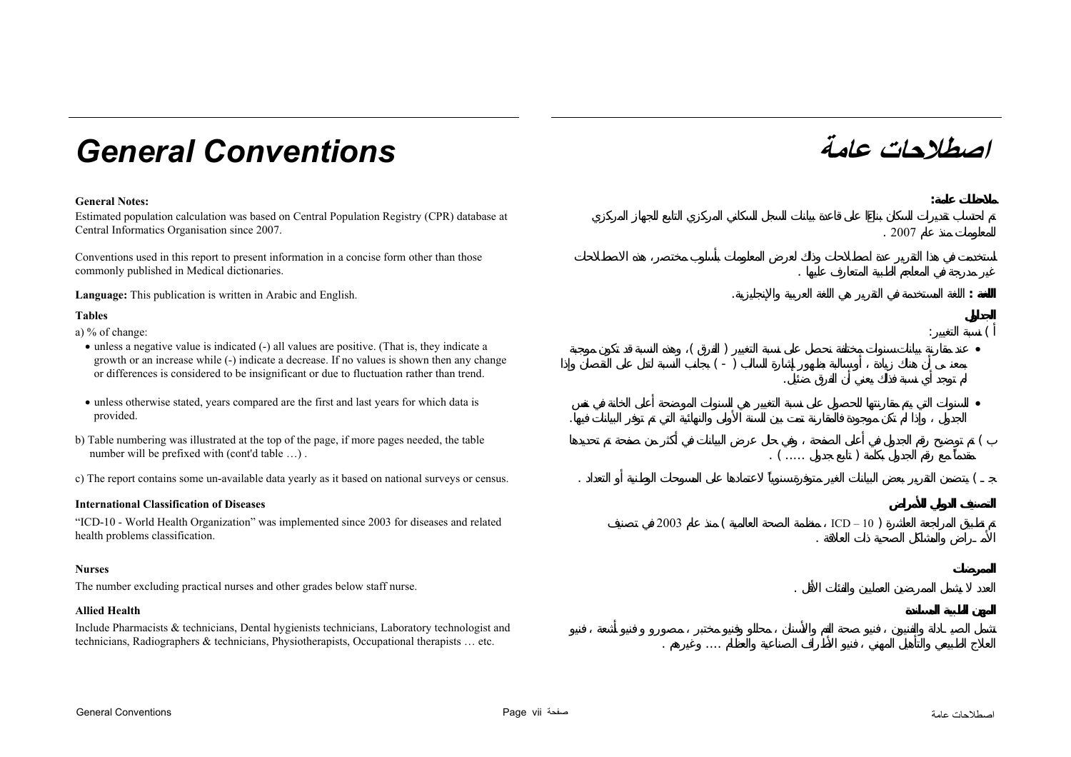# General Conventions

# اصطلاحات عامة

**General Notes:**

Estimated population calculation was based on Central Population Registry (CPR) database at Central Informatics Organisation since 2007.

Conventions used in this report to present information in a concise form other than those commonly published in Medical dictionaries.

**Language:** This publication is written in Arabic and English.

### Tables

a) % of change:

- unless a negative value is indicated (-) all values are positive. (That is, they indicate a growth or an increase while (-) indicate a decrease. If no values is shown then any change or differences is considered to be insignificant or due to fluctuation rather than trend.
- unless otherwise stated, years compared are the first and last years for which data is provided.

b) Table numbering was illustrated at the top of the page, if more pages needed, the table number will be prefixed with (cont'd table …) .

c) The report contains some un-available data yearly as it based on national surveys or census.

### International Classification of Diseases

"ICD-10 - World Health Organization" was implemented since 2003 for diseases and related health problems classification.

### Nurses

The number excluding practical nurses and other grades below staff nurse.

### Allied Health

Include Pharmacists & technicians, Dental hygienists technicians, Laboratory technologist and technicians, Radiographers & technicians, Physiotherapists, Occupational therapists … etc.

**ملاحظات عامة:**

تم احتساب تقديرات السكان بناءً على قاعدة بيانات السجل السكاني المركزي التابع للجهاز المركزي للمعلومات منذ عام 2007 .

استخدمت في هذا التقرير عدة اصطلاحات وذلك لعرض المعلومات بأسلوب مختصر، هذه الاصطلاحات غير مدرجة في المعاجم الطبية المتعارف عليها .

**اللغة :** اللغة المستخدمة في التقرير هي اللغة العربية والإنجليزية.

### الجداول

أ ) نسبة التغيير:

- عند مقارنة بيانات سنوات مختلفة نحصل على نسبة التغيير ( الفرق )، وهذه النسبة قد تكون موجبة بمعنى أن هناك زيادة ، أو سالبة بظهور إشارة السالب ( - ) بجانب النسبة لتدل على النقصان وإذا لم توجد أي نسبة فذلك يعني أن الفرق ضئيل.
- السنوات التي يتم مقارنتها للحصول على نسبة التغيير هي السنوات الموضحة أعلى الخانة في نفس الجدول ، وإذا لم تكن موجودة فالمقارنة تمت بين السنة الأولى والنهائية التي تم توفر البيانات فيها.

ب ) تم توضيح رقم الجدول في أعلى الصفحة ، وفي حال عرض البيانات في أكثر من صفحة تم تحديدها مقدماً مع رقم الجدول بكلمة ( تابع جدول ..... ) .

جـ ) يتضمن التقرير بعض البيانات الغير متوفرة سنوياً لاعتمادها على المسوحات الوطنية أو التعداد .

### التصنيف الدولي للأمراض

تم تطبيق المراجعة العاشرة ( ICD – 10 ، منظمة الصحة العالمية ) منذ عام 2003 في تصنيف الأمراض والمشاكل الصحية ذات العلاقة .

### الممرضات

العدد لا يشمل الممرضين العمليين والفئات الأقل .

### المهن الطبية المساندة

تشمل الصيادلة والفنيين ، وفنيو صحة الفم والأسنان ، محللو وفنيو مختبر ، مصورو وفنيو أشعة ، وفنيو العلاج الطبيعي والتأهيل المهني ، وفنيو الأطراف الصناعية والعظام .... وغيرهم .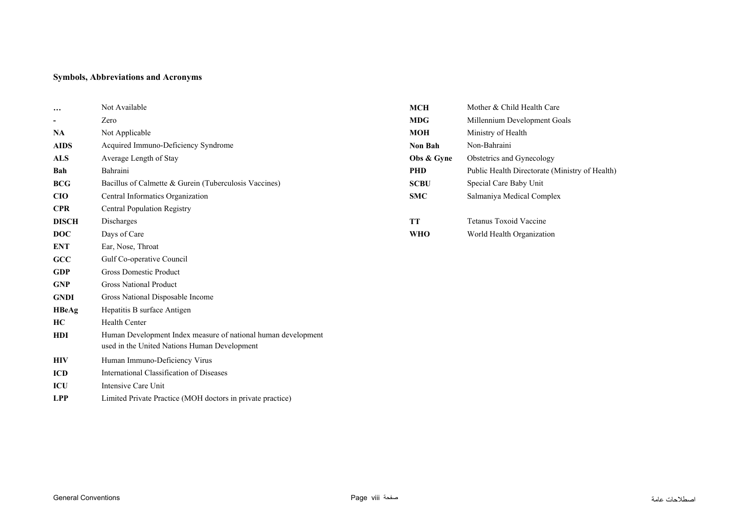### Symbols, Abbreviations and Acronyms

| | |
|---|---|
| **…** | Not Available |
| **-** | Zero |
| **NA** | Not Applicable |
| **AIDS** | Acquired Immuno-Deficiency Syndrome |
| **ALS** | Average Length of Stay |
| **Bah** | Bahraini |
| **BCG** | Bacillus of Calmette & Gurein (Tuberculosis Vaccines) |
| **CIO** | Central Informatics Organization |
| **CPR** | Central Population Registry |
| **DISCH** | Discharges |
| **DOC** | Days of Care |
| **ENT** | Ear, Nose, Throat |
| **GCC** | Gulf Co-operative Council |
| **GDP** | Gross Domestic Product |
| **GNP** | Gross National Product |
| **GNDI** | Gross National Disposable Income |
| **HBeAg** | Hepatitis B surface Antigen |
| **HC** | Health Center |
| **HDI** | Human Development Index measure of national human development used in the United Nations Human Development |
| **HIV** | Human Immuno-Deficiency Virus |
| **ICD** | International Classification of Diseases |
| **ICU** | Intensive Care Unit |
| **LPP** | Limited Private Practice (MOH doctors in private practice) |
| **MCH** | Mother & Child Health Care |
| **MDG** | Millennium Development Goals |
| **MOH** | Ministry of Health |
| **Non Bah** | Non-Bahraini |
| **Obs & Gyne** | Obstetrics and Gynecology |
| **PHD** | Public Health Directorate (Ministry of Health) |
| **SCBU** | Special Care Baby Unit |
| **SMC** | Salmaniya Medical Complex |
| **TT** | Tetanus Toxoid Vaccine |
| **WHO** | World Health Organization |